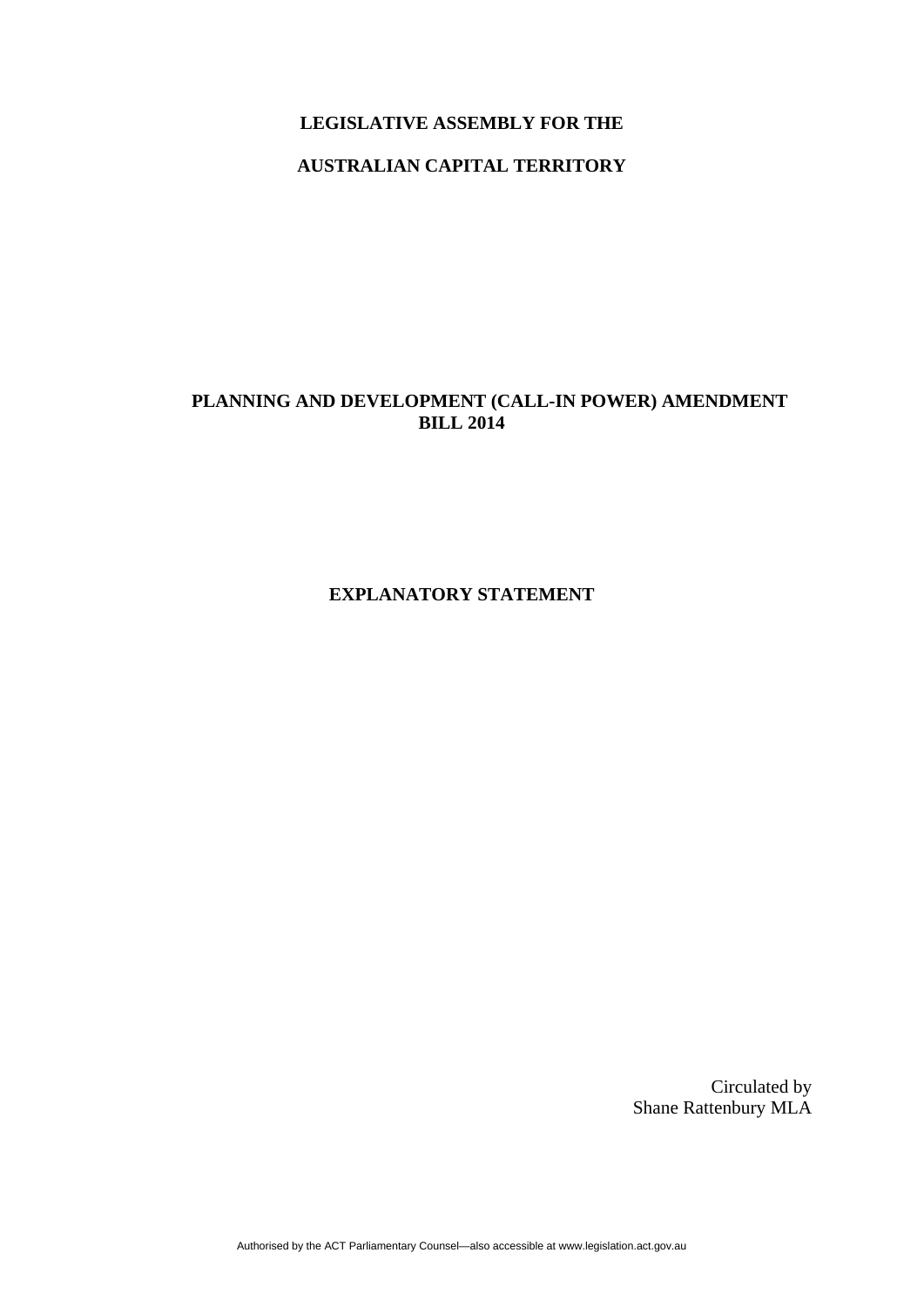**LEGISLATIVE ASSEMBLY FOR THE**

**AUSTRALIAN CAPITAL TERRITORY**

# PLANNING AND DEVELOPMENT (CALL-IN POWER) AMENDMENT BILL 2014

## EXPLANATORY STATEMENT

Circulated by
Shane Rattenbury MLA

Authorised by the ACT Parliamentary Counsel—also accessible at www.legislation.act.gov.au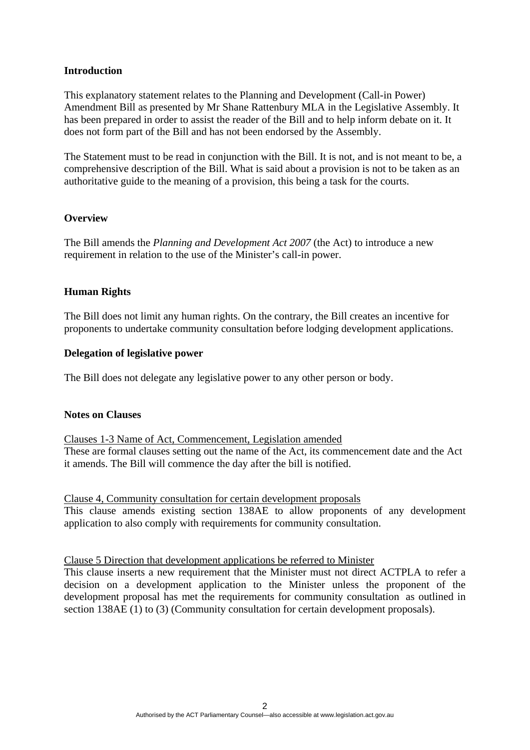**Introduction**

This explanatory statement relates to the Planning and Development (Call-in Power) Amendment Bill as presented by Mr Shane Rattenbury MLA in the Legislative Assembly. It has been prepared in order to assist the reader of the Bill and to help inform debate on it. It does not form part of the Bill and has not been endorsed by the Assembly.

The Statement must to be read in conjunction with the Bill. It is not, and is not meant to be, a comprehensive description of the Bill. What is said about a provision is not to be taken as an authoritative guide to the meaning of a provision, this being a task for the courts.

**Overview**

The Bill amends the *Planning and Development Act 2007* (the Act) to introduce a new requirement in relation to the use of the Minister's call-in power.

**Human Rights**

The Bill does not limit any human rights. On the contrary, the Bill creates an incentive for proponents to undertake community consultation before lodging development applications.

**Delegation of legislative power**

The Bill does not delegate any legislative power to any other person or body.

**Notes on Clauses**

Clauses 1-3 Name of Act, Commencement, Legislation amended

These are formal clauses setting out the name of the Act, its commencement date and the Act it amends. The Bill will commence the day after the bill is notified.

Clause 4, Community consultation for certain development proposals

This clause amends existing section 138AE to allow proponents of any development application to also comply with requirements for community consultation.

Clause 5 Direction that development applications be referred to Minister

This clause inserts a new requirement that the Minister must not direct ACTPLA to refer a decision on a development application to the Minister unless the proponent of the development proposal has met the requirements for community consultation as outlined in section 138AE (1) to (3) (Community consultation for certain development proposals).